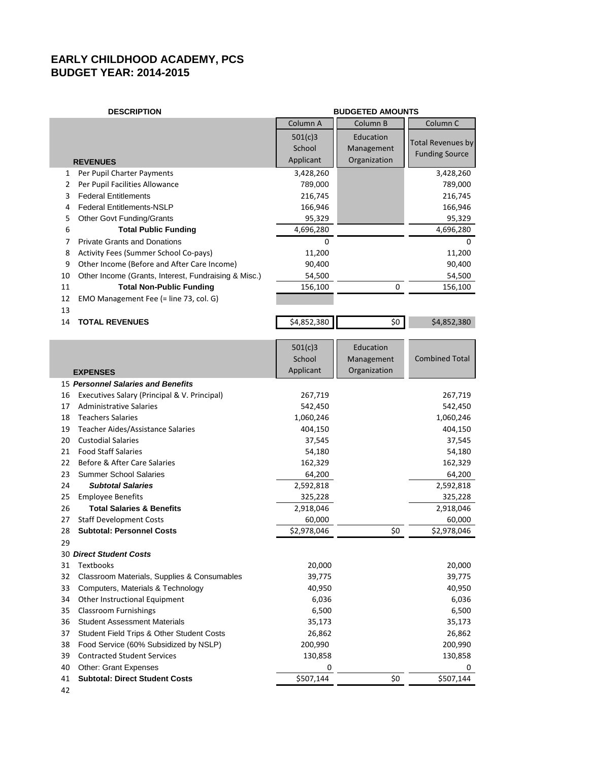# EARLY CHILDHOOD ACADEMY, PCS
## BUDGET YEAR: 2014-2015

| | DESCRIPTION | BUDGETED AMOUNTS | | |
|---|---|---|---|---|
| | | Column A | Column B | Column C |
| | **REVENUES** | 501(c)3 School Applicant | Education Management Organization | Total Revenues by Funding Source |
| 1 | Per Pupil Charter Payments | 3,428,260 | | 3,428,260 |
| 2 | Per Pupil Facilities Allowance | 789,000 | | 789,000 |
| 3 | Federal Entitlements | 216,745 | | 216,745 |
| 4 | Federal Entitlements-NSLP | 166,946 | | 166,946 |
| 5 | Other Govt Funding/Grants | 95,329 | | 95,329 |
| 6 | **Total Public Funding** | 4,696,280 | | 4,696,280 |
| 7 | Private Grants and Donations | 0 | | 0 |
| 8 | Activity Fees (Summer School Co-pays) | 11,200 | | 11,200 |
| 9 | Other Income (Before and After Care Income) | 90,400 | | 90,400 |
| 10 | Other Income (Grants, Interest, Fundraising & Misc.) | 54,500 | | 54,500 |
| 11 | **Total Non-Public Funding** | 156,100 | 0 | 156,100 |
| 12 | EMO Management Fee (= line 73, col. G) | | | |
| 13 | | | | |
| 14 | **TOTAL REVENUES** | $4,852,380 | $0 | $4,852,380 |

| | **EXPENSES** | 501(c)3 School Applicant | Education Management Organization | Combined Total |
|---|---|---|---|---|
| 15 | ***Personnel Salaries and Benefits*** | | | |
| 16 | Executives Salary (Principal & V. Principal) | 267,719 | | 267,719 |
| 17 | Administrative Salaries | 542,450 | | 542,450 |
| 18 | Teachers Salaries | 1,060,246 | | 1,060,246 |
| 19 | Teacher Aides/Assistance Salaries | 404,150 | | 404,150 |
| 20 | Custodial Salaries | 37,545 | | 37,545 |
| 21 | Food Staff Salaries | 54,180 | | 54,180 |
| 22 | Before & After Care Salaries | 162,329 | | 162,329 |
| 23 | Summer School Salaries | 64,200 | | 64,200 |
| 24 | ***Subtotal Salaries*** | 2,592,818 | | 2,592,818 |
| 25 | Employee Benefits | 325,228 | | 325,228 |
| 26 | **Total Salaries & Benefits** | 2,918,046 | | 2,918,046 |
| 27 | Staff Development Costs | 60,000 | | 60,000 |
| 28 | **Subtotal: Personnel Costs** | $2,978,046 | $0 | $2,978,046 |
| 29 | | | | |
| 30 | ***Direct Student Costs*** | | | |
| 31 | Textbooks | 20,000 | | 20,000 |
| 32 | Classroom Materials, Supplies & Consumables | 39,775 | | 39,775 |
| 33 | Computers, Materials & Technology | 40,950 | | 40,950 |
| 34 | Other Instructional Equipment | 6,036 | | 6,036 |
| 35 | Classroom Furnishings | 6,500 | | 6,500 |
| 36 | Student Assessment Materials | 35,173 | | 35,173 |
| 37 | Student Field Trips & Other Student Costs | 26,862 | | 26,862 |
| 38 | Food Service (60% Subsidized by NSLP) | 200,990 | | 200,990 |
| 39 | Contracted Student Services | 130,858 | | 130,858 |
| 40 | Other: Grant Expenses | 0 | | 0 |
| 41 | **Subtotal: Direct Student Costs** | $507,144 | $0 | $507,144 |
| 42 | | | | |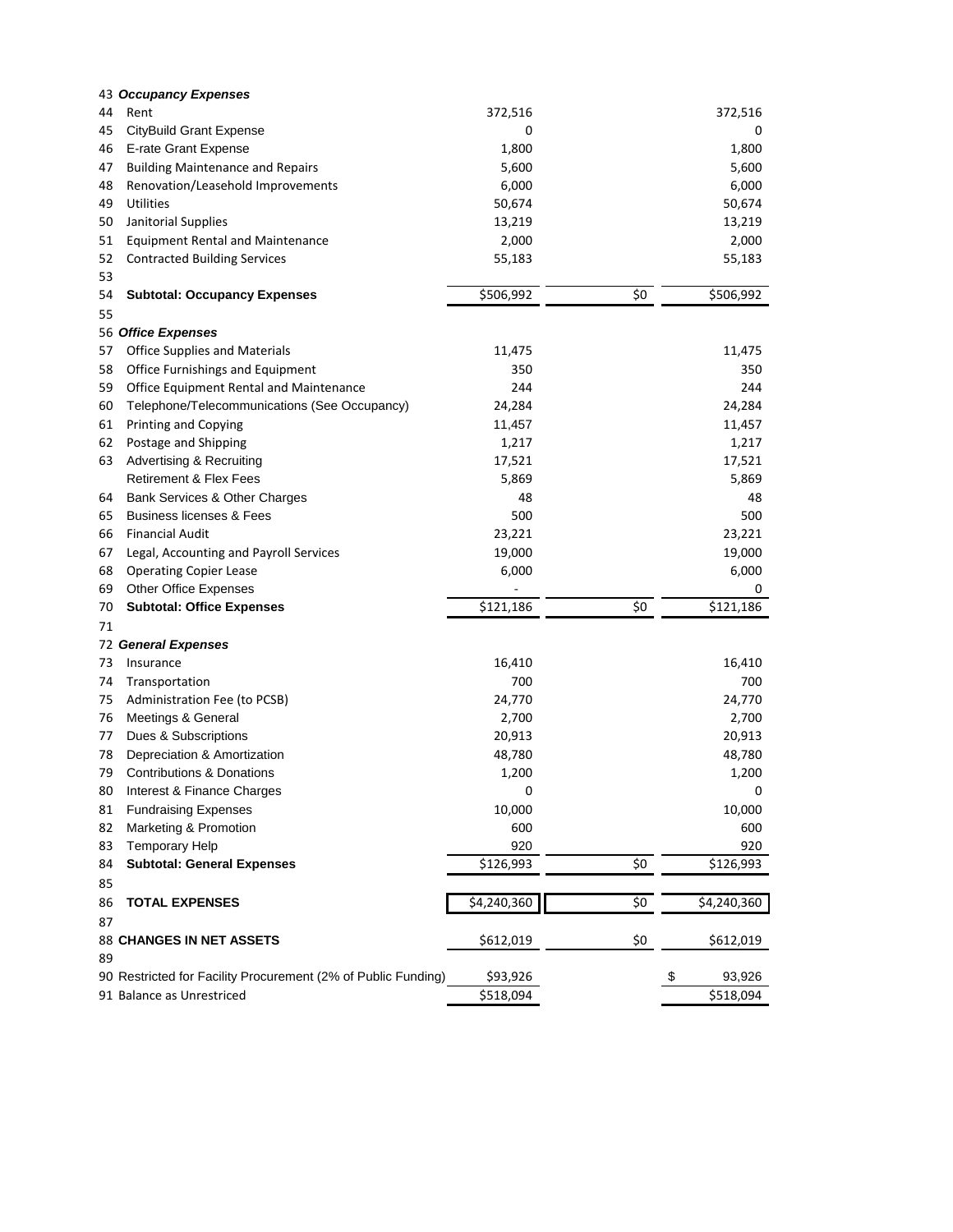| | | | | |
|---|---|---|---|---|
| 43 | ***Occupancy Expenses*** | | | |
| 44 | Rent | 372,516 | | 372,516 |
| 45 | CityBuild Grant Expense | 0 | | 0 |
| 46 | E-rate Grant Expense | 1,800 | | 1,800 |
| 47 | Building Maintenance and Repairs | 5,600 | | 5,600 |
| 48 | Renovation/Leasehold Improvements | 6,000 | | 6,000 |
| 49 | Utilities | 50,674 | | 50,674 |
| 50 | Janitorial Supplies | 13,219 | | 13,219 |
| 51 | Equipment Rental and Maintenance | 2,000 | | 2,000 |
| 52 | Contracted Building Services | 55,183 | | 55,183 |
| 53 | | | | |
| 54 | **Subtotal: Occupancy Expenses** | $506,992 | $0 | $506,992 |
| 55 | | | | |
| 56 | ***Office Expenses*** | | | |
| 57 | Office Supplies and Materials | 11,475 | | 11,475 |
| 58 | Office Furnishings and Equipment | 350 | | 350 |
| 59 | Office Equipment Rental and Maintenance | 244 | | 244 |
| 60 | Telephone/Telecommunications (See Occupancy) | 24,284 | | 24,284 |
| 61 | Printing and Copying | 11,457 | | 11,457 |
| 62 | Postage and Shipping | 1,217 | | 1,217 |
| 63 | Advertising & Recruiting | 17,521 | | 17,521 |
| | Retirement & Flex Fees | 5,869 | | 5,869 |
| 64 | Bank Services & Other Charges | 48 | | 48 |
| 65 | Business licenses & Fees | 500 | | 500 |
| 66 | Financial Audit | 23,221 | | 23,221 |
| 67 | Legal, Accounting and Payroll Services | 19,000 | | 19,000 |
| 68 | Operating Copier Lease | 6,000 | | 6,000 |
| 69 | Other Office Expenses | - | | 0 |
| 70 | **Subtotal: Office Expenses** | $121,186 | $0 | $121,186 |
| 71 | | | | |
| 72 | ***General Expenses*** | | | |
| 73 | Insurance | 16,410 | | 16,410 |
| 74 | Transportation | 700 | | 700 |
| 75 | Administration Fee (to PCSB) | 24,770 | | 24,770 |
| 76 | Meetings & General | 2,700 | | 2,700 |
| 77 | Dues & Subscriptions | 20,913 | | 20,913 |
| 78 | Depreciation & Amortization | 48,780 | | 48,780 |
| 79 | Contributions & Donations | 1,200 | | 1,200 |
| 80 | Interest & Finance Charges | 0 | | 0 |
| 81 | Fundraising Expenses | 10,000 | | 10,000 |
| 82 | Marketing & Promotion | 600 | | 600 |
| 83 | Temporary Help | 920 | | 920 |
| 84 | **Subtotal: General Expenses** | $126,993 | $0 | $126,993 |
| 85 | | | | |
| 86 | **TOTAL EXPENSES** | $4,240,360 | $0 | $4,240,360 |
| 87 | | | | |
| 88 | **CHANGES IN NET ASSETS** | $612,019 | $0 | $612,019 |
| 89 | | | | |
| 90 | Restricted for Facility Procurement (2% of Public Funding) | $93,926 | | $ 93,926 |
| 91 | Balance as Unrestriced | $518,094 | | $518,094 |